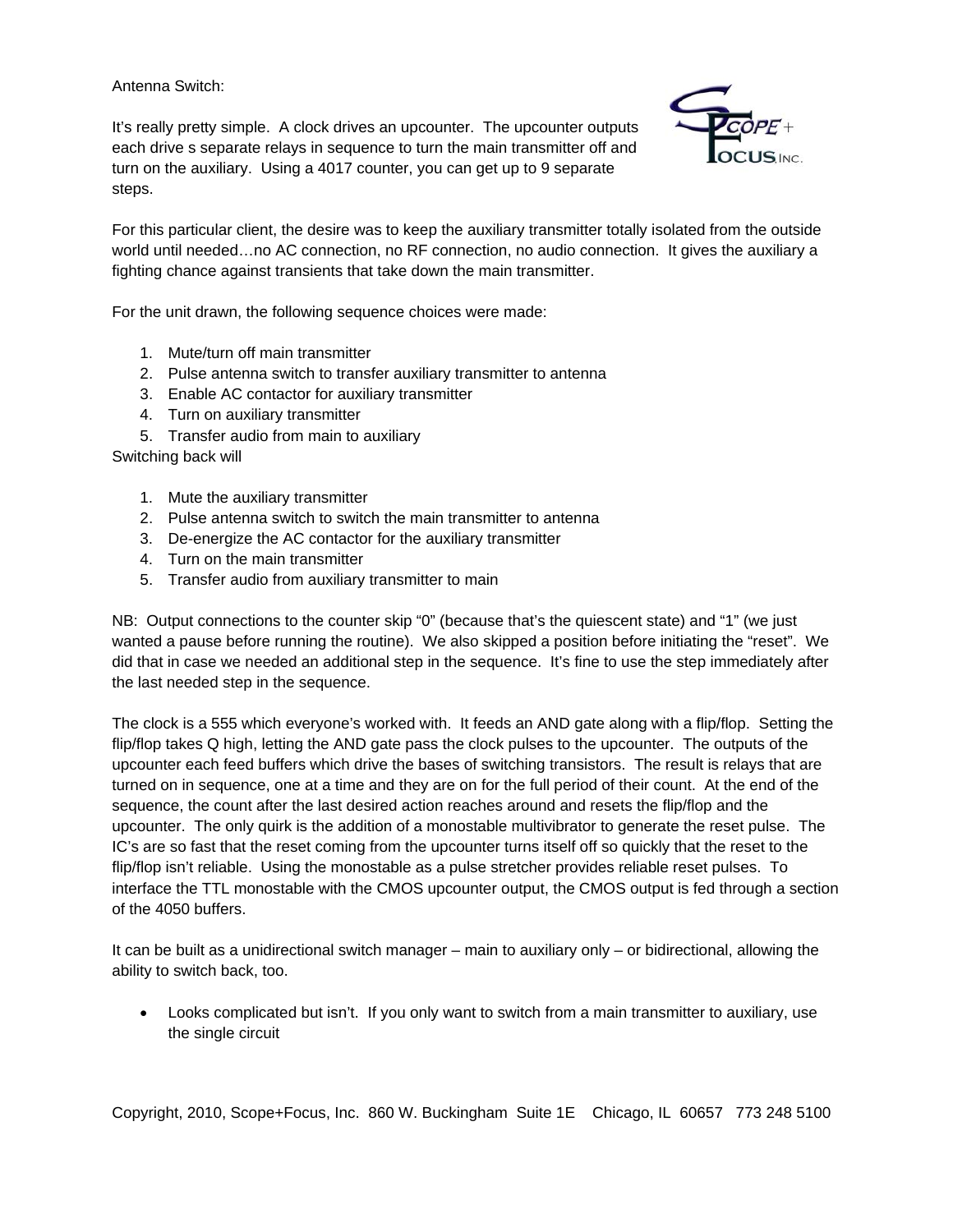Antenna Switch:

It's really pretty simple. A clock drives an upcounter. The upcounter outputs each drive s separate relays in sequence to turn the main transmitter off and turn on the auxiliary. Using a 4017 counter, you can get up to 9 separate steps.

For this particular client, the desire was to keep the auxiliary transmitter totally isolated from the outside world until needed…no AC connection, no RF connection, no audio connection. It gives the auxiliary a fighting chance against transients that take down the main transmitter.

For the unit drawn, the following sequence choices were made:

1. Mute/turn off main transmitter
2. Pulse antenna switch to transfer auxiliary transmitter to antenna
3. Enable AC contactor for auxiliary transmitter
4. Turn on auxiliary transmitter
5. Transfer audio from main to auxiliary

Switching back will

1. Mute the auxiliary transmitter
2. Pulse antenna switch to switch the main transmitter to antenna
3. De-energize the AC contactor for the auxiliary transmitter
4. Turn on the main transmitter
5. Transfer audio from auxiliary transmitter to main

NB: Output connections to the counter skip "0" (because that's the quiescent state) and "1" (we just wanted a pause before running the routine). We also skipped a position before initiating the "reset". We did that in case we needed an additional step in the sequence. It's fine to use the step immediately after the last needed step in the sequence.

The clock is a 555 which everyone's worked with. It feeds an AND gate along with a flip/flop. Setting the flip/flop takes Q high, letting the AND gate pass the clock pulses to the upcounter. The outputs of the upcounter each feed buffers which drive the bases of switching transistors. The result is relays that are turned on in sequence, one at a time and they are on for the full period of their count. At the end of the sequence, the count after the last desired action reaches around and resets the flip/flop and the upcounter. The only quirk is the addition of a monostable multivibrator to generate the reset pulse. The IC's are so fast that the reset coming from the upcounter turns itself off so quickly that the reset to the flip/flop isn't reliable. Using the monostable as a pulse stretcher provides reliable reset pulses. To interface the TTL monostable with the CMOS upcounter output, the CMOS output is fed through a section of the 4050 buffers.

It can be built as a unidirectional switch manager – main to auxiliary only – or bidirectional, allowing the ability to switch back, too.

- Looks complicated but isn't. If you only want to switch from a main transmitter to auxiliary, use the single circuit

Copyright, 2010, Scope+Focus, Inc. 860 W. Buckingham Suite 1E Chicago, IL 60657 773 248 5100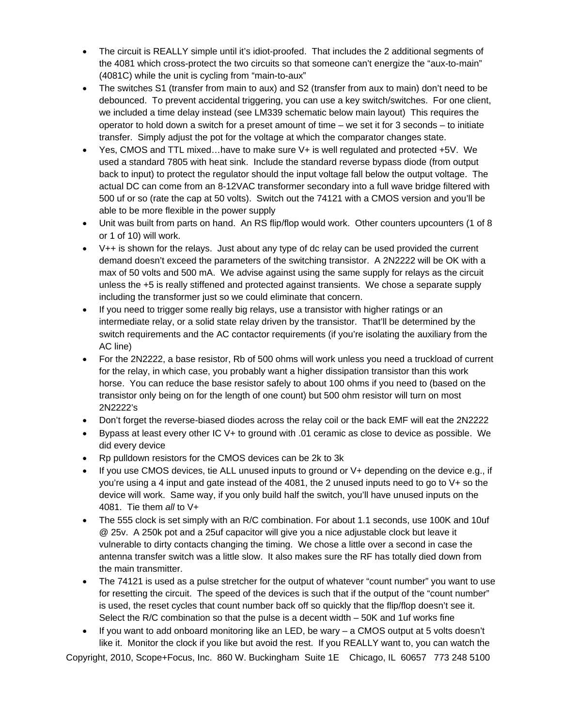- The circuit is REALLY simple until it's idiot-proofed. That includes the 2 additional segments of the 4081 which cross-protect the two circuits so that someone can't energize the "aux-to-main" (4081C) while the unit is cycling from "main-to-aux"
- The switches S1 (transfer from main to aux) and S2 (transfer from aux to main) don't need to be debounced. To prevent accidental triggering, you can use a key switch/switches. For one client, we included a time delay instead (see LM339 schematic below main layout) This requires the operator to hold down a switch for a preset amount of time – we set it for 3 seconds – to initiate transfer. Simply adjust the pot for the voltage at which the comparator changes state.
- Yes, CMOS and TTL mixed…have to make sure V+ is well regulated and protected +5V. We used a standard 7805 with heat sink. Include the standard reverse bypass diode (from output back to input) to protect the regulator should the input voltage fall below the output voltage. The actual DC can come from an 8-12VAC transformer secondary into a full wave bridge filtered with 500 uf or so (rate the cap at 50 volts). Switch out the 74121 with a CMOS version and you'll be able to be more flexible in the power supply
- Unit was built from parts on hand. An RS flip/flop would work. Other counters upcounters (1 of 8 or 1 of 10) will work.
- V++ is shown for the relays. Just about any type of dc relay can be used provided the current demand doesn't exceed the parameters of the switching transistor. A 2N2222 will be OK with a max of 50 volts and 500 mA. We advise against using the same supply for relays as the circuit unless the +5 is really stiffened and protected against transients. We chose a separate supply including the transformer just so we could eliminate that concern.
- If you need to trigger some really big relays, use a transistor with higher ratings or an intermediate relay, or a solid state relay driven by the transistor. That'll be determined by the switch requirements and the AC contactor requirements (if you're isolating the auxiliary from the AC line)
- For the 2N2222, a base resistor, Rb of 500 ohms will work unless you need a truckload of current for the relay, in which case, you probably want a higher dissipation transistor than this work horse. You can reduce the base resistor safely to about 100 ohms if you need to (based on the transistor only being on for the length of one count) but 500 ohm resistor will turn on most 2N2222's
- Don't forget the reverse-biased diodes across the relay coil or the back EMF will eat the 2N2222
- Bypass at least every other IC V+ to ground with .01 ceramic as close to device as possible. We did every device
- Rp pulldown resistors for the CMOS devices can be 2k to 3k
- If you use CMOS devices, tie ALL unused inputs to ground or V+ depending on the device e.g., if you're using a 4 input and gate instead of the 4081, the 2 unused inputs need to go to V+ so the device will work. Same way, if you only build half the switch, you'll have unused inputs on the 4081. Tie them *all* to V+
- The 555 clock is set simply with an R/C combination. For about 1.1 seconds, use 100K and 10uf @ 25v. A 250k pot and a 25uf capacitor will give you a nice adjustable clock but leave it vulnerable to dirty contacts changing the timing. We chose a little over a second in case the antenna transfer switch was a little slow. It also makes sure the RF has totally died down from the main transmitter.
- The 74121 is used as a pulse stretcher for the output of whatever "count number" you want to use for resetting the circuit. The speed of the devices is such that if the output of the "count number" is used, the reset cycles that count number back off so quickly that the flip/flop doesn't see it. Select the R/C combination so that the pulse is a decent width – 50K and 1uf works fine
- If you want to add onboard monitoring like an LED, be wary – a CMOS output at 5 volts doesn't like it. Monitor the clock if you like but avoid the rest. If you REALLY want to, you can watch the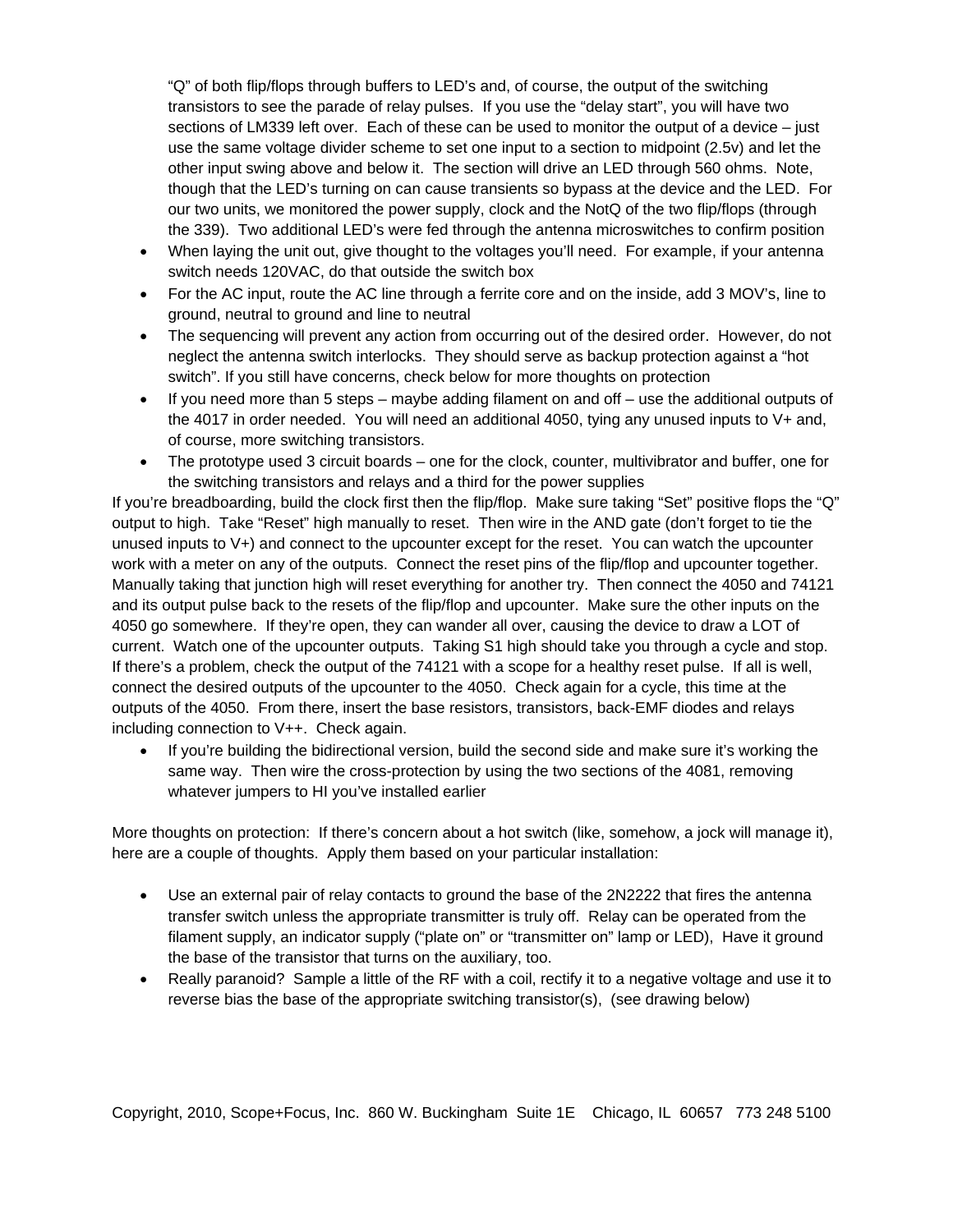"Q" of both flip/flops through buffers to LED's and, of course, the output of the switching transistors to see the parade of relay pulses. If you use the "delay start", you will have two sections of LM339 left over. Each of these can be used to monitor the output of a device – just use the same voltage divider scheme to set one input to a section to midpoint (2.5v) and let the other input swing above and below it. The section will drive an LED through 560 ohms. Note, though that the LED's turning on can cause transients so bypass at the device and the LED. For our two units, we monitored the power supply, clock and the NotQ of the two flip/flops (through the 339). Two additional LED's were fed through the antenna microswitches to confirm position

- When laying the unit out, give thought to the voltages you'll need. For example, if your antenna switch needs 120VAC, do that outside the switch box
- For the AC input, route the AC line through a ferrite core and on the inside, add 3 MOV's, line to ground, neutral to ground and line to neutral
- The sequencing will prevent any action from occurring out of the desired order. However, do not neglect the antenna switch interlocks. They should serve as backup protection against a "hot switch". If you still have concerns, check below for more thoughts on protection
- If you need more than 5 steps – maybe adding filament on and off – use the additional outputs of the 4017 in order needed. You will need an additional 4050, tying any unused inputs to V+ and, of course, more switching transistors.
- The prototype used 3 circuit boards – one for the clock, counter, multivibrator and buffer, one for the switching transistors and relays and a third for the power supplies

If you're breadboarding, build the clock first then the flip/flop. Make sure taking "Set" positive flops the "Q" output to high. Take "Reset" high manually to reset. Then wire in the AND gate (don't forget to tie the unused inputs to V+) and connect to the upcounter except for the reset. You can watch the upcounter work with a meter on any of the outputs. Connect the reset pins of the flip/flop and upcounter together. Manually taking that junction high will reset everything for another try. Then connect the 4050 and 74121 and its output pulse back to the resets of the flip/flop and upcounter. Make sure the other inputs on the 4050 go somewhere. If they're open, they can wander all over, causing the device to draw a LOT of current. Watch one of the upcounter outputs. Taking S1 high should take you through a cycle and stop. If there's a problem, check the output of the 74121 with a scope for a healthy reset pulse. If all is well, connect the desired outputs of the upcounter to the 4050. Check again for a cycle, this time at the outputs of the 4050. From there, insert the base resistors, transistors, back-EMF diodes and relays including connection to V++. Check again.

- If you're building the bidirectional version, build the second side and make sure it's working the same way. Then wire the cross-protection by using the two sections of the 4081, removing whatever jumpers to HI you've installed earlier

More thoughts on protection: If there's concern about a hot switch (like, somehow, a jock will manage it), here are a couple of thoughts. Apply them based on your particular installation:

- Use an external pair of relay contacts to ground the base of the 2N2222 that fires the antenna transfer switch unless the appropriate transmitter is truly off. Relay can be operated from the filament supply, an indicator supply ("plate on" or "transmitter on" lamp or LED), Have it ground the base of the transistor that turns on the auxiliary, too.
- Really paranoid? Sample a little of the RF with a coil, rectify it to a negative voltage and use it to reverse bias the base of the appropriate switching transistor(s), (see drawing below)

Copyright, 2010, Scope+Focus, Inc. 860 W. Buckingham Suite 1E Chicago, IL 60657 773 248 5100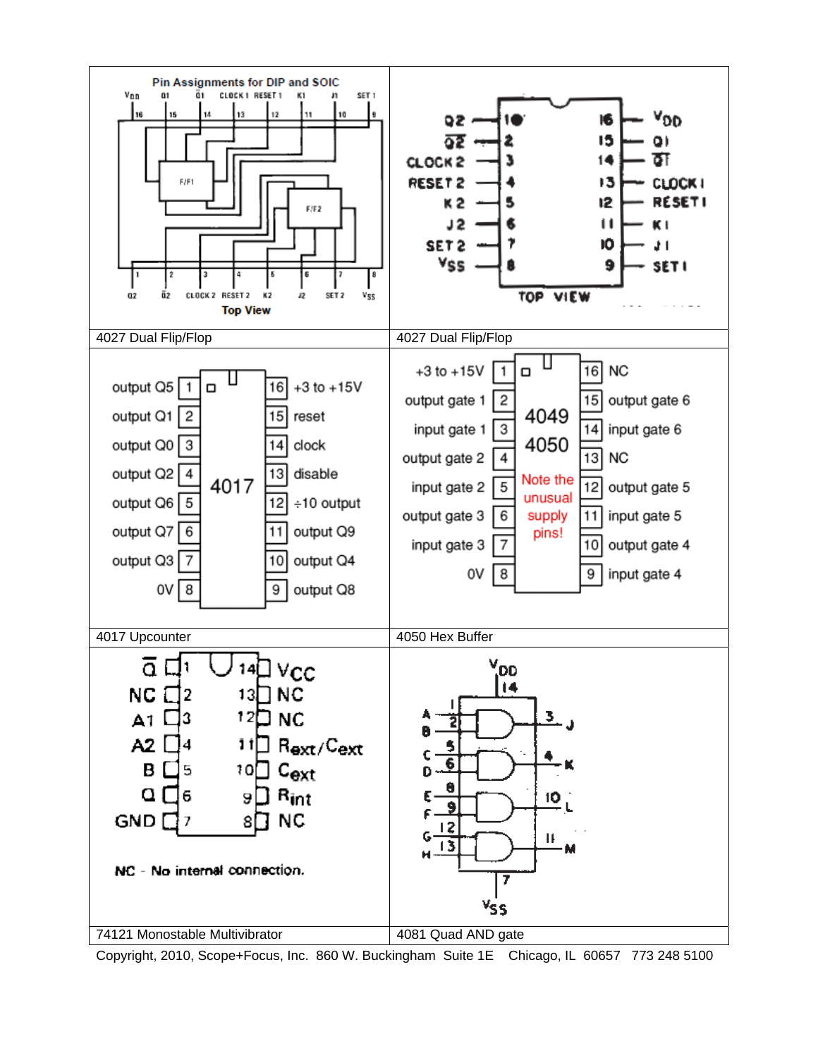| | |
|---|---|
| **Pin Assignments for DIP and SOIC** — Top View. Top pins: 16 $V_{DD}$, 15 Q1, 14 $\overline{Q1}$, 13 CLOCK 1, 12 RESET 1, 11 K1, 10 J1, 9 SET 1. Bottom pins: 1 Q2, 2 $\overline{Q2}$, 3 CLOCK 2, 4 RESET 2, 5 K2, 6 J2, 7 SET 2, 8 $V_{SS}$. Internal blocks: F/F1, F/F2. | TOP VIEW: 1 Q2, 2 $\overline{Q2}$, 3 CLOCK 2, 4 RESET 2, 5 K 2, 6 J 2, 7 SET 2, 8 $V_{SS}$; 16 $V_{DD}$, 15 Q1, 14 $\overline{Q1}$, 13 CLOCK 1, 12 RESET 1, 11 K 1, 10 J 1, 9 SET 1 |
| 4027 Dual Flip/Flop | 4027 Dual Flip/Flop |
| **4017**: 1 output Q5, 2 output Q1, 3 output Q0, 4 output Q2, 5 output Q6, 6 output Q7, 7 output Q3, 8 0V; 16 +3 to +15V, 15 reset, 14 clock, 13 disable, 12 ÷10 output, 11 output Q9, 10 output Q4, 9 output Q8 | **4049 4050** (Note the unusual supply pins!): 1 +3 to +15V, 2 output gate 1, 3 input gate 1, 4 output gate 2, 5 input gate 2, 6 output gate 3, 7 input gate 3, 8 0V; 16 NC, 15 output gate 6, 14 input gate 6, 13 NC, 12 output gate 5, 11 input gate 5, 10 output gate 4, 9 input gate 4 |
| 4017 Upcounter | 4050 Hex Buffer |
| 1 $\overline{Q}$, 2 NC, 3 A1, 4 A2, 5 B, 6 Q, 7 GND; 14 $V_{CC}$, 13 NC, 12 NC, 11 $R_{ext}/C_{ext}$, 10 $C_{ext}$, 9 $R_{int}$, 8 NC. NC - No internal connection. | $V_{DD}$ 14, $V_{SS}$ 7. A (1), B (2) → 3 J; C (5), D (6) → 4 K; E (8), F (9) → 10 L; G (12), H (13) → 11 M |
| 74121 Monostable Multivibrator | 4081 Quad AND gate |

Copyright, 2010, Scope+Focus, Inc. 860 W. Buckingham Suite 1E Chicago, IL 60657 773 248 5100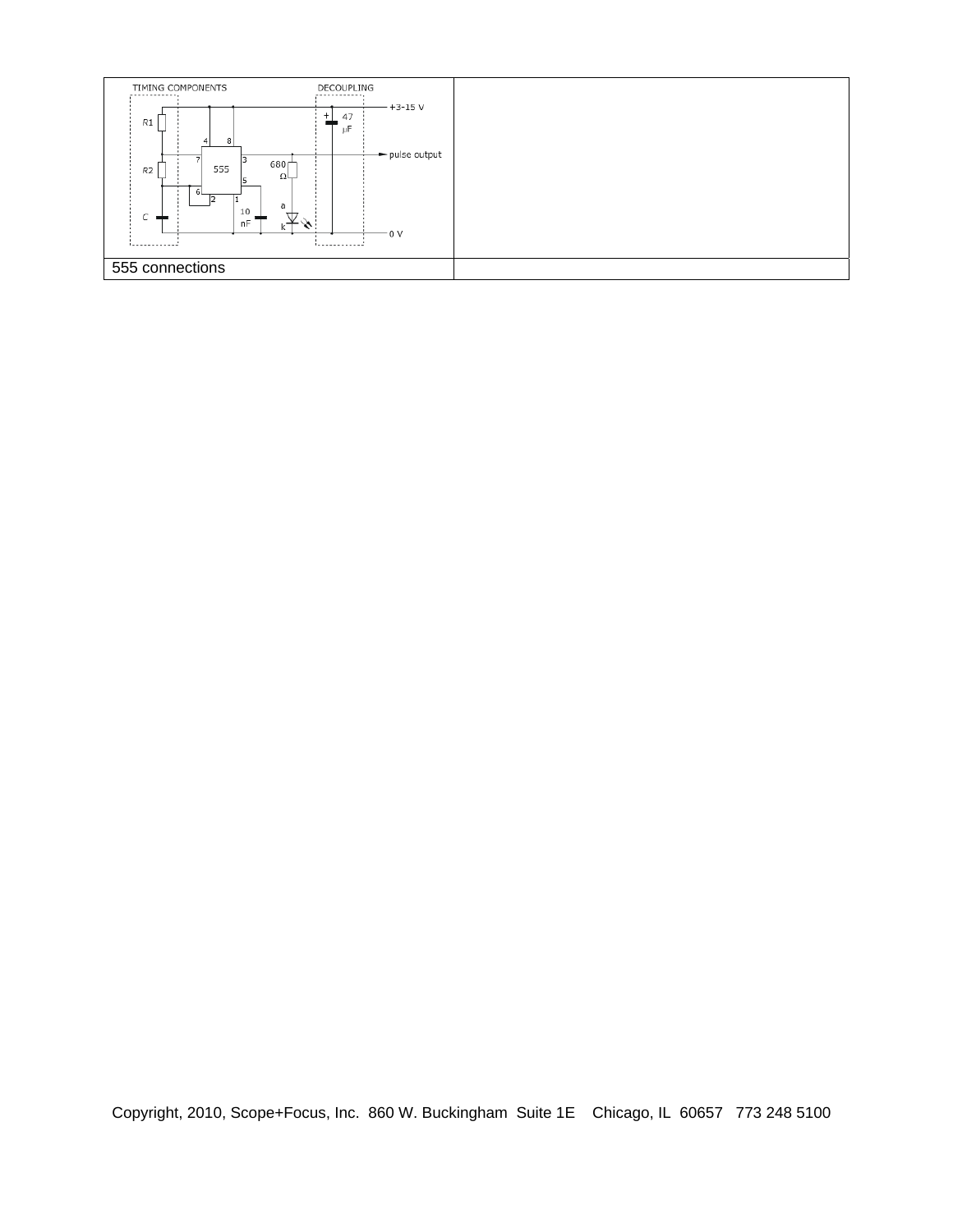| | |
|---|---|
| TIMING COMPONENTS<br>DECOUPLING<br>R1<br>R2<br>C<br>555<br>4 8 7 3 6 5 2 1<br>+3-15 V<br>47 µF<br>pulse output<br>680 Ω<br>a<br>k<br>10 nF<br>0 V | |
| 555 connections | |